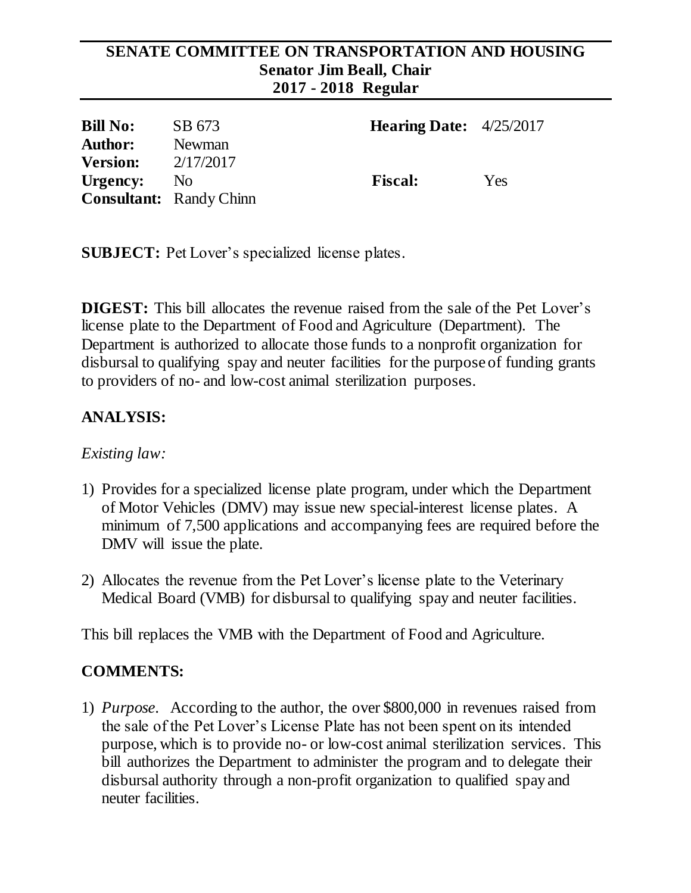**SENATE COMMITTEE ON TRANSPORTATION AND HOUSING**
**Senator Jim Beall, Chair**
**2017 - 2018 Regular**

| | | | |
|---|---|---|---|
| **Bill No:** | SB 673 | **Hearing Date:** | 4/25/2017 |
| **Author:** | Newman | | |
| **Version:** | 2/17/2017 | | |
| **Urgency:** | No | **Fiscal:** | Yes |
| **Consultant:** | Randy Chinn | | |

**SUBJECT:** Pet Lover's specialized license plates.

**DIGEST:** This bill allocates the revenue raised from the sale of the Pet Lover's license plate to the Department of Food and Agriculture (Department). The Department is authorized to allocate those funds to a nonprofit organization for disbursal to qualifying spay and neuter facilities for the purpose of funding grants to providers of no- and low-cost animal sterilization purposes.

## ANALYSIS:

*Existing law:*

1) Provides for a specialized license plate program, under which the Department of Motor Vehicles (DMV) may issue new special-interest license plates. A minimum of 7,500 applications and accompanying fees are required before the DMV will issue the plate.

2) Allocates the revenue from the Pet Lover's license plate to the Veterinary Medical Board (VMB) for disbursal to qualifying spay and neuter facilities.

This bill replaces the VMB with the Department of Food and Agriculture.

## COMMENTS:

1) *Purpose.* According to the author, the over $800,000 in revenues raised from the sale of the Pet Lover's License Plate has not been spent on its intended purpose, which is to provide no- or low-cost animal sterilization services. This bill authorizes the Department to administer the program and to delegate their disbursal authority through a non-profit organization to qualified spay and neuter facilities.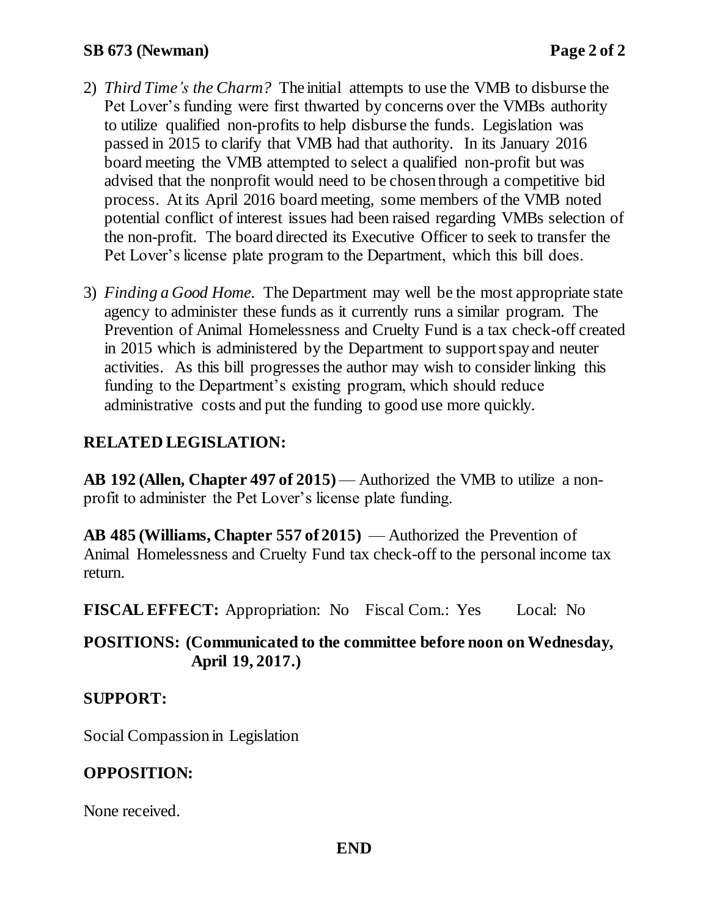2) *Third Time's the Charm?* The initial attempts to use the VMB to disburse the Pet Lover's funding were first thwarted by concerns over the VMBs authority to utilize qualified non-profits to help disburse the funds. Legislation was passed in 2015 to clarify that VMB had that authority. In its January 2016 board meeting the VMB attempted to select a qualified non-profit but was advised that the nonprofit would need to be chosen through a competitive bid process. At its April 2016 board meeting, some members of the VMB noted potential conflict of interest issues had been raised regarding VMBs selection of the non-profit. The board directed its Executive Officer to seek to transfer the Pet Lover's license plate program to the Department, which this bill does.

3) *Finding a Good Home.* The Department may well be the most appropriate state agency to administer these funds as it currently runs a similar program. The Prevention of Animal Homelessness and Cruelty Fund is a tax check-off created in 2015 which is administered by the Department to support spay and neuter activities. As this bill progresses the author may wish to consider linking this funding to the Department's existing program, which should reduce administrative costs and put the funding to good use more quickly.

## RELATED LEGISLATION:

**AB 192 (Allen, Chapter 497 of 2015)** — Authorized the VMB to utilize a non-profit to administer the Pet Lover's license plate funding.

**AB 485 (Williams, Chapter 557 of 2015)** — Authorized the Prevention of Animal Homelessness and Cruelty Fund tax check-off to the personal income tax return.

**FISCAL EFFECT:** Appropriation: No Fiscal Com.: Yes Local: No

## POSITIONS: (Communicated to the committee before noon on Wednesday, April 19, 2017.)

## SUPPORT:

Social Compassion in Legislation

## OPPOSITION:

None received.

**END**